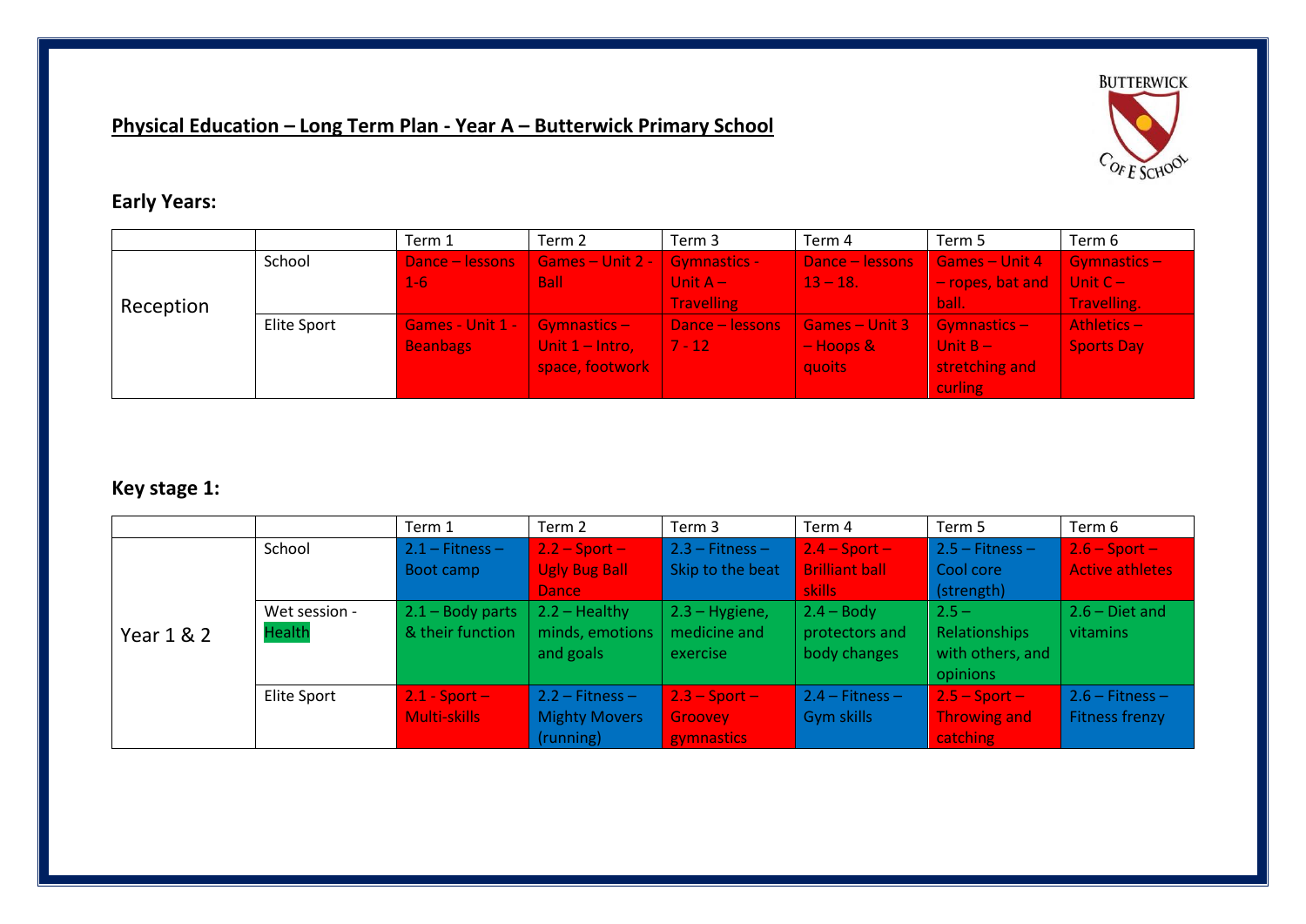# Physical Education – Long Term Plan - Year A – Butterwick Primary School

## Early Years:

| | | Term 1 | Term 2 | Term 3 | Term 4 | Term 5 | Term 6 |
|---|---|---|---|---|---|---|---|
| Reception | School | Dance – lessons 1-6 | Games – Unit 2 - Ball | Gymnastics - Unit A – Travelling | Dance – lessons 13 – 18. | Games – Unit 4 – ropes, bat and ball. | Gymnastics – Unit C – Travelling. |
| | Elite Sport | Games - Unit 1 - Beanbags | Gymnastics – Unit 1 – Intro, space, footwork | Dance – lessons 7 - 12 | Games – Unit 3 – Hoops & quoits | Gymnastics – Unit B – stretching and curling | Athletics – Sports Day |

## Key stage 1:

| | | Term 1 | Term 2 | Term 3 | Term 4 | Term 5 | Term 6 |
|---|---|---|---|---|---|---|---|
| Year 1 & 2 | School | 2.1 – Fitness – Boot camp | 2.2 – Sport – Ugly Bug Ball Dance | 2.3 – Fitness – Skip to the beat | 2.4 – Sport – Brilliant ball skills | 2.5 – Fitness – Cool core (strength) | 2.6 – Sport – Active athletes |
| | Wet session - Health | 2.1 – Body parts & their function | 2.2 – Healthy minds, emotions and goals | 2.3 – Hygiene, medicine and exercise | 2.4 – Body protectors and body changes | 2.5 – Relationships with others, and opinions | 2.6 – Diet and vitamins |
| | Elite Sport | 2.1 - Sport – Multi-skills | 2.2 – Fitness – Mighty Movers (running) | 2.3 – Sport – Groovey gymnastics | 2.4 – Fitness – Gym skills | 2.5 – Sport – Throwing and catching | 2.6 – Fitness – Fitness frenzy |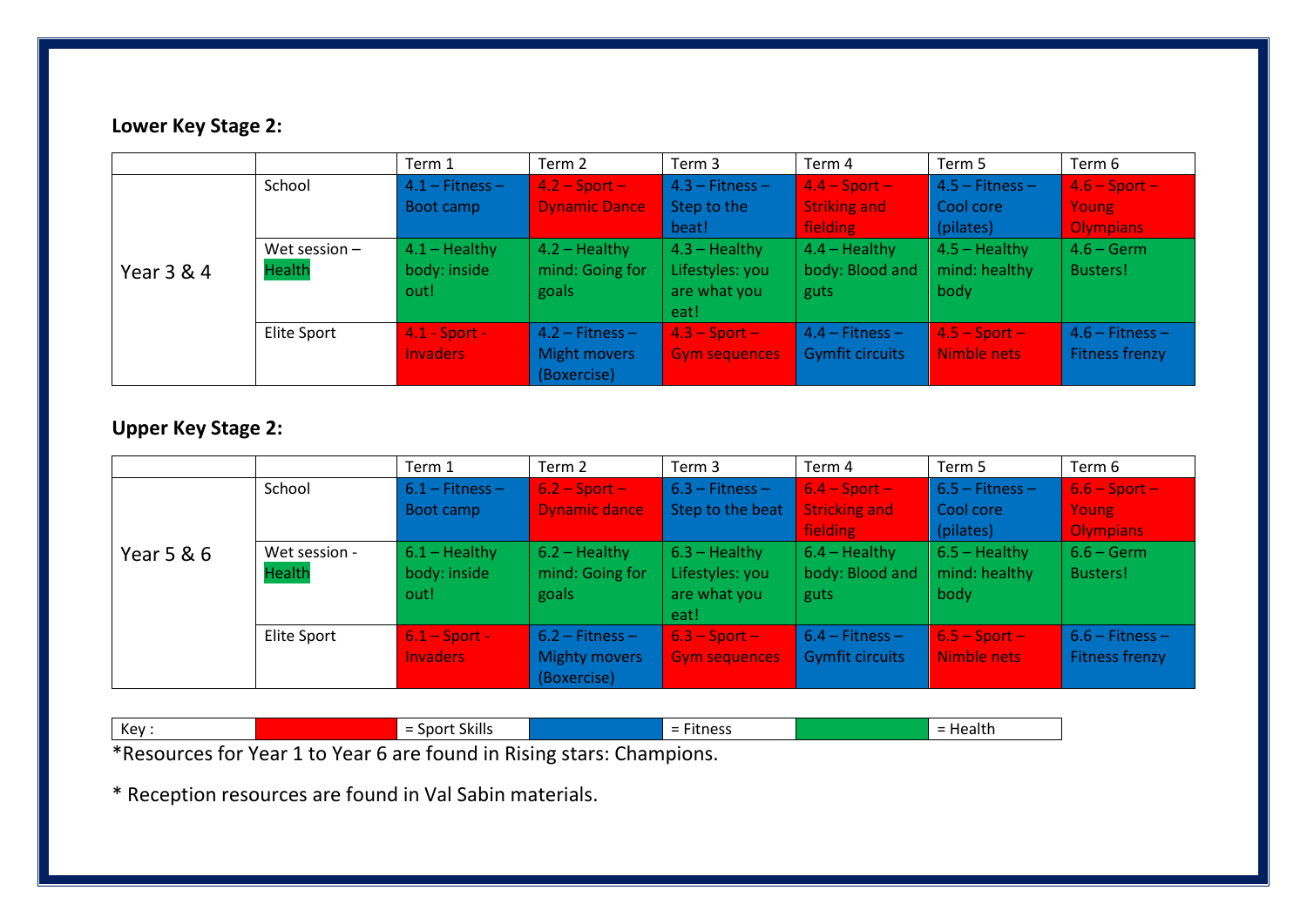**Lower Key Stage 2:**

| | | Term 1 | Term 2 | Term 3 | Term 4 | Term 5 | Term 6 |
|---|---|---|---|---|---|---|---|
| Year 3 & 4 | School | 4.1 – Fitness – Boot camp | 4.2 – Sport – Dynamic Dance | 4.3 – Fitness – Step to the beat! | 4.4 – Sport – Striking and fielding | 4.5 – Fitness – Cool core (pilates) | 4.6 – Sport – Young Olympians |
| | Wet session – Health | 4.1 – Healthy body: inside out! | 4.2 – Healthy mind: Going for goals | 4.3 – Healthy Lifestyles: you are what you eat! | 4.4 – Healthy body: Blood and guts | 4.5 – Healthy mind: healthy body | 4.6 – Germ Busters! |
| | Elite Sport | 4.1 - Sport - Invaders | 4.2 – Fitness – Might movers (Boxercise) | 4.3 – Sport – Gym sequences | 4.4 – Fitness – Gymfit circuits | 4.5 – Sport – Nimble nets | 4.6 – Fitness – Fitness frenzy |

**Upper Key Stage 2:**

| | | Term 1 | Term 2 | Term 3 | Term 4 | Term 5 | Term 6 |
|---|---|---|---|---|---|---|---|
| Year 5 & 6 | School | 6.1 – Fitness – Boot camp | 6.2 – Sport – Dynamic dance | 6.3 – Fitness – Step to the beat | 6.4 – Sport – Stricking and fielding | 6.5 – Fitness – Cool core (pilates) | 6.6 – Sport – Young Olympians |
| | Wet session - Health | 6.1 – Healthy body: inside out! | 6.2 – Healthy mind: Going for goals | 6.3 – Healthy Lifestyles: you are what you eat! | 6.4 – Healthy body: Blood and guts | 6.5 – Healthy mind: healthy body | 6.6 – Germ Busters! |
| | Elite Sport | 6.1 – Sport - Invaders | 6.2 – Fitness – Mighty movers (Boxercise) | 6.3 – Sport – Gym sequences | 6.4 – Fitness – Gymfit circuits | 6.5 – Sport – Nimble nets | 6.6 – Fitness – Fitness frenzy |

| Key : | (red) | = Sport Skills | (blue) | = Fitness | (green) | = Health |
|---|---|---|---|---|---|---|

*Resources for Year 1 to Year 6 are found in Rising stars: Champions.

* Reception resources are found in Val Sabin materials.